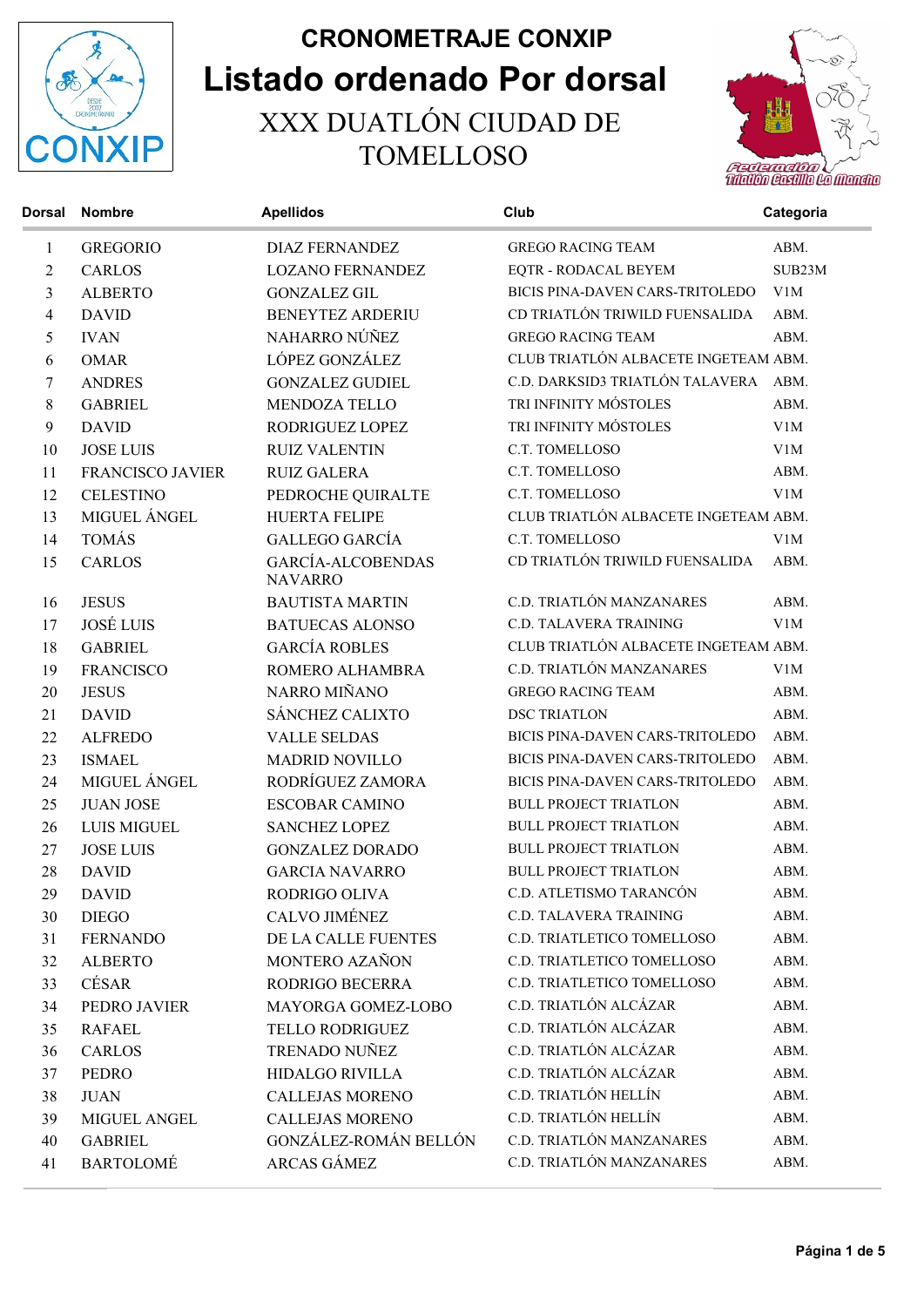# CRONOMETRAJE CONXIP

# Listado ordenado Por dorsal

## XXX DUATLÓN CIUDAD DE TOMELLOSO

| Dorsal | Nombre | Apellidos | Club | Categoria |
|---|---|---|---|---|
| 1 | GREGORIO | DIAZ FERNANDEZ | GREGO RACING TEAM | ABM. |
| 2 | CARLOS | LOZANO FERNANDEZ | EQTR - RODACAL BEYEM | SUB23M |
| 3 | ALBERTO | GONZALEZ GIL | BICIS PINA-DAVEN CARS-TRITOLEDO | V1M |
| 4 | DAVID | BENEYTEZ ARDERIU | CD TRIATLÓN TRIWILD FUENSALIDA | ABM. |
| 5 | IVAN | NAHARRO NÚÑEZ | GREGO RACING TEAM | ABM. |
| 6 | OMAR | LÓPEZ GONZÁLEZ | CLUB TRIATLÓN ALBACETE INGETEAM | ABM. |
| 7 | ANDRES | GONZALEZ GUDIEL | C.D. DARKSID3 TRIATLÓN TALAVERA | ABM. |
| 8 | GABRIEL | MENDOZA TELLO | TRI INFINITY MÓSTOLES | ABM. |
| 9 | DAVID | RODRIGUEZ LOPEZ | TRI INFINITY MÓSTOLES | V1M |
| 10 | JOSE LUIS | RUIZ VALENTIN | C.T. TOMELLOSO | V1M |
| 11 | FRANCISCO JAVIER | RUIZ GALERA | C.T. TOMELLOSO | ABM. |
| 12 | CELESTINO | PEDROCHE QUIRALTE | C.T. TOMELLOSO | V1M |
| 13 | MIGUEL ÁNGEL | HUERTA FELIPE | CLUB TRIATLÓN ALBACETE INGETEAM | ABM. |
| 14 | TOMÁS | GALLEGO GARCÍA | C.T. TOMELLOSO | V1M |
| 15 | CARLOS | GARCÍA-ALCOBENDAS NAVARRO | CD TRIATLÓN TRIWILD FUENSALIDA | ABM. |
| 16 | JESUS | BAUTISTA MARTIN | C.D. TRIATLÓN MANZANARES | ABM. |
| 17 | JOSÉ LUIS | BATUECAS ALONSO | C.D. TALAVERA TRAINING | V1M |
| 18 | GABRIEL | GARCÍA ROBLES | CLUB TRIATLÓN ALBACETE INGETEAM | ABM. |
| 19 | FRANCISCO | ROMERO ALHAMBRA | C.D. TRIATLÓN MANZANARES | V1M |
| 20 | JESUS | NARRO MIÑANO | GREGO RACING TEAM | ABM. |
| 21 | DAVID | SÁNCHEZ CALIXTO | DSC TRIATLON | ABM. |
| 22 | ALFREDO | VALLE SELDAS | BICIS PINA-DAVEN CARS-TRITOLEDO | ABM. |
| 23 | ISMAEL | MADRID NOVILLO | BICIS PINA-DAVEN CARS-TRITOLEDO | ABM. |
| 24 | MIGUEL ÁNGEL | RODRÍGUEZ ZAMORA | BICIS PINA-DAVEN CARS-TRITOLEDO | ABM. |
| 25 | JUAN JOSE | ESCOBAR CAMINO | BULL PROJECT TRIATLON | ABM. |
| 26 | LUIS MIGUEL | SANCHEZ LOPEZ | BULL PROJECT TRIATLON | ABM. |
| 27 | JOSE LUIS | GONZALEZ DORADO | BULL PROJECT TRIATLON | ABM. |
| 28 | DAVID | GARCIA NAVARRO | BULL PROJECT TRIATLON | ABM. |
| 29 | DAVID | RODRIGO OLIVA | C.D. ATLETISMO TARANCÓN | ABM. |
| 30 | DIEGO | CALVO JIMÉNEZ | C.D. TALAVERA TRAINING | ABM. |
| 31 | FERNANDO | DE LA CALLE FUENTES | C.D. TRIATLETICO TOMELLOSO | ABM. |
| 32 | ALBERTO | MONTERO AZAÑON | C.D. TRIATLETICO TOMELLOSO | ABM. |
| 33 | CÉSAR | RODRIGO BECERRA | C.D. TRIATLETICO TOMELLOSO | ABM. |
| 34 | PEDRO JAVIER | MAYORGA GOMEZ-LOBO | C.D. TRIATLÓN ALCÁZAR | ABM. |
| 35 | RAFAEL | TELLO RODRIGUEZ | C.D. TRIATLÓN ALCÁZAR | ABM. |
| 36 | CARLOS | TRENADO NUÑEZ | C.D. TRIATLÓN ALCÁZAR | ABM. |
| 37 | PEDRO | HIDALGO RIVILLA | C.D. TRIATLÓN ALCÁZAR | ABM. |
| 38 | JUAN | CALLEJAS MORENO | C.D. TRIATLÓN HELLÍN | ABM. |
| 39 | MIGUEL ANGEL | CALLEJAS MORENO | C.D. TRIATLÓN HELLÍN | ABM. |
| 40 | GABRIEL | GONZÁLEZ-ROMÁN BELLÓN | C.D. TRIATLÓN MANZANARES | ABM. |
| 41 | BARTOLOMÉ | ARCAS GÁMEZ | C.D. TRIATLÓN MANZANARES | ABM. |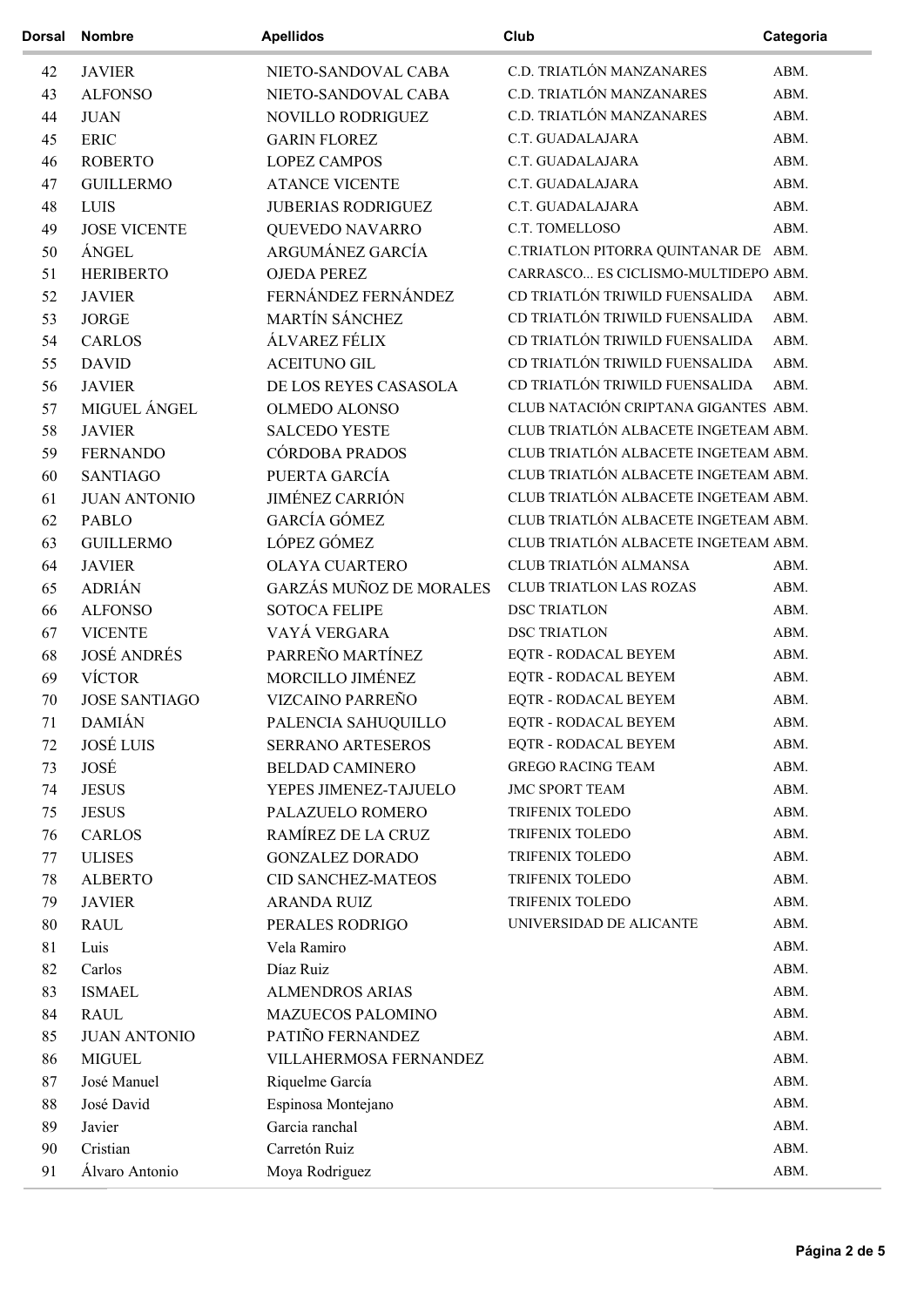| Dorsal | Nombre | Apellidos | Club | Categoria |
| --- | --- | --- | --- | --- |
| 42 | JAVIER | NIETO-SANDOVAL CABA | C.D. TRIATLÓN MANZANARES | ABM. |
| 43 | ALFONSO | NIETO-SANDOVAL CABA | C.D. TRIATLÓN MANZANARES | ABM. |
| 44 | JUAN | NOVILLO RODRIGUEZ | C.D. TRIATLÓN MANZANARES | ABM. |
| 45 | ERIC | GARIN FLOREZ | C.T. GUADALAJARA | ABM. |
| 46 | ROBERTO | LOPEZ CAMPOS | C.T. GUADALAJARA | ABM. |
| 47 | GUILLERMO | ATANCE VICENTE | C.T. GUADALAJARA | ABM. |
| 48 | LUIS | JUBERIAS RODRIGUEZ | C.T. GUADALAJARA | ABM. |
| 49 | JOSE VICENTE | QUEVEDO NAVARRO | C.T. TOMELLOSO | ABM. |
| 50 | ÁNGEL | ARGUMÁNEZ GARCÍA | C.TRIATLON PITORRA QUINTANAR DE | ABM. |
| 51 | HERIBERTO | OJEDA PEREZ | CARRASCO... ES CICLISMO-MULTIDEPO | ABM. |
| 52 | JAVIER | FERNÁNDEZ FERNÁNDEZ | CD TRIATLÓN TRIWILD FUENSALIDA | ABM. |
| 53 | JORGE | MARTÍN SÁNCHEZ | CD TRIATLÓN TRIWILD FUENSALIDA | ABM. |
| 54 | CARLOS | ÁLVAREZ FÉLIX | CD TRIATLÓN TRIWILD FUENSALIDA | ABM. |
| 55 | DAVID | ACEITUNO GIL | CD TRIATLÓN TRIWILD FUENSALIDA | ABM. |
| 56 | JAVIER | DE LOS REYES CASASOLA | CD TRIATLÓN TRIWILD FUENSALIDA | ABM. |
| 57 | MIGUEL ÁNGEL | OLMEDO ALONSO | CLUB NATACIÓN CRIPTANA GIGANTES | ABM. |
| 58 | JAVIER | SALCEDO YESTE | CLUB TRIATLÓN ALBACETE INGETEAM | ABM. |
| 59 | FERNANDO | CÓRDOBA PRADOS | CLUB TRIATLÓN ALBACETE INGETEAM | ABM. |
| 60 | SANTIAGO | PUERTA GARCÍA | CLUB TRIATLÓN ALBACETE INGETEAM | ABM. |
| 61 | JUAN ANTONIO | JIMÉNEZ CARRIÓN | CLUB TRIATLÓN ALBACETE INGETEAM | ABM. |
| 62 | PABLO | GARCÍA GÓMEZ | CLUB TRIATLÓN ALBACETE INGETEAM | ABM. |
| 63 | GUILLERMO | LÓPEZ GÓMEZ | CLUB TRIATLÓN ALBACETE INGETEAM | ABM. |
| 64 | JAVIER | OLAYA CUARTERO | CLUB TRIATLÓN ALMANSA | ABM. |
| 65 | ADRIÁN | GARZÁS MUÑOZ DE MORALES | CLUB TRIATLON LAS ROZAS | ABM. |
| 66 | ALFONSO | SOTOCA FELIPE | DSC TRIATLON | ABM. |
| 67 | VICENTE | VAYÁ VERGARA | DSC TRIATLON | ABM. |
| 68 | JOSÉ ANDRÉS | PARREÑO MARTÍNEZ | EQTR - RODACAL BEYEM | ABM. |
| 69 | VÍCTOR | MORCILLO JIMÉNEZ | EQTR - RODACAL BEYEM | ABM. |
| 70 | JOSE SANTIAGO | VIZCAINO PARREÑO | EQTR - RODACAL BEYEM | ABM. |
| 71 | DAMIÁN | PALENCIA SAHUQUILLO | EQTR - RODACAL BEYEM | ABM. |
| 72 | JOSÉ LUIS | SERRANO ARTESEROS | EQTR - RODACAL BEYEM | ABM. |
| 73 | JOSÉ | BELDAD CAMINERO | GREGO RACING TEAM | ABM. |
| 74 | JESUS | YEPES JIMENEZ-TAJUELO | JMC SPORT TEAM | ABM. |
| 75 | JESUS | PALAZUELO ROMERO | TRIFENIX TOLEDO | ABM. |
| 76 | CARLOS | RAMÍREZ DE LA CRUZ | TRIFENIX TOLEDO | ABM. |
| 77 | ULISES | GONZALEZ DORADO | TRIFENIX TOLEDO | ABM. |
| 78 | ALBERTO | CID SANCHEZ-MATEOS | TRIFENIX TOLEDO | ABM. |
| 79 | JAVIER | ARANDA RUIZ | TRIFENIX TOLEDO | ABM. |
| 80 | RAUL | PERALES RODRIGO | UNIVERSIDAD DE ALICANTE | ABM. |
| 81 | Luis | Vela Ramiro | | ABM. |
| 82 | Carlos | Díaz Ruiz | | ABM. |
| 83 | ISMAEL | ALMENDROS ARIAS | | ABM. |
| 84 | RAUL | MAZUECOS PALOMINO | | ABM. |
| 85 | JUAN ANTONIO | PATIÑO FERNANDEZ | | ABM. |
| 86 | MIGUEL | VILLAHERMOSA FERNANDEZ | | ABM. |
| 87 | José Manuel | Riquelme García | | ABM. |
| 88 | José David | Espinosa Montejano | | ABM. |
| 89 | Javier | Garcia ranchal | | ABM. |
| 90 | Cristian | Carretón Ruiz | | ABM. |
| 91 | Álvaro Antonio | Moya Rodriguez | | ABM. |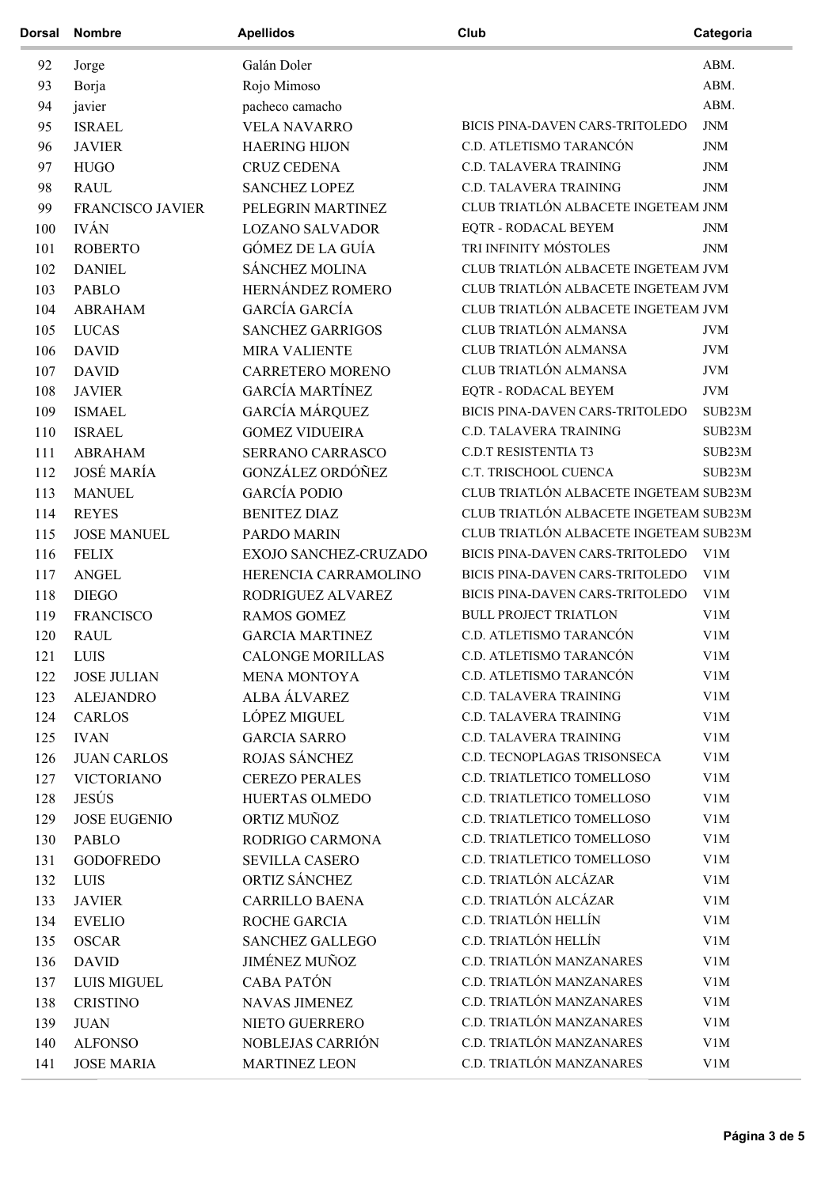| Dorsal | Nombre | Apellidos | Club | Categoria |
| --- | --- | --- | --- | --- |
| 92 | Jorge | Galán Doler | | ABM. |
| 93 | Borja | Rojo Mimoso | | ABM. |
| 94 | javier | pacheco camacho | | ABM. |
| 95 | ISRAEL | VELA NAVARRO | BICIS PINA-DAVEN CARS-TRITOLEDO | JNM |
| 96 | JAVIER | HAERING HIJON | C.D. ATLETISMO TARANCÓN | JNM |
| 97 | HUGO | CRUZ CEDENA | C.D. TALAVERA TRAINING | JNM |
| 98 | RAUL | SANCHEZ LOPEZ | C.D. TALAVERA TRAINING | JNM |
| 99 | FRANCISCO JAVIER | PELEGRIN MARTINEZ | CLUB TRIATLÓN ALBACETE INGETEAM | JNM |
| 100 | IVÁN | LOZANO SALVADOR | EQTR - RODACAL BEYEM | JNM |
| 101 | ROBERTO | GÓMEZ DE LA GUÍA | TRI INFINITY MÓSTOLES | JNM |
| 102 | DANIEL | SÁNCHEZ MOLINA | CLUB TRIATLÓN ALBACETE INGETEAM | JVM |
| 103 | PABLO | HERNÁNDEZ ROMERO | CLUB TRIATLÓN ALBACETE INGETEAM | JVM |
| 104 | ABRAHAM | GARCÍA GARCÍA | CLUB TRIATLÓN ALBACETE INGETEAM | JVM |
| 105 | LUCAS | SANCHEZ GARRIGOS | CLUB TRIATLÓN ALMANSA | JVM |
| 106 | DAVID | MIRA VALIENTE | CLUB TRIATLÓN ALMANSA | JVM |
| 107 | DAVID | CARRETERO MORENO | CLUB TRIATLÓN ALMANSA | JVM |
| 108 | JAVIER | GARCÍA MARTÍNEZ | EQTR - RODACAL BEYEM | JVM |
| 109 | ISMAEL | GARCÍA MÁRQUEZ | BICIS PINA-DAVEN CARS-TRITOLEDO | SUB23M |
| 110 | ISRAEL | GOMEZ VIDUEIRA | C.D. TALAVERA TRAINING | SUB23M |
| 111 | ABRAHAM | SERRANO CARRASCO | C.D.T RESISTENTIA T3 | SUB23M |
| 112 | JOSÉ MARÍA | GONZÁLEZ ORDÓÑEZ | C.T. TRISCHOOL CUENCA | SUB23M |
| 113 | MANUEL | GARCÍA PODIO | CLUB TRIATLÓN ALBACETE INGETEAM | SUB23M |
| 114 | REYES | BENITEZ DIAZ | CLUB TRIATLÓN ALBACETE INGETEAM | SUB23M |
| 115 | JOSE MANUEL | PARDO MARIN | CLUB TRIATLÓN ALBACETE INGETEAM | SUB23M |
| 116 | FELIX | EXOJO SANCHEZ-CRUZADO | BICIS PINA-DAVEN CARS-TRITOLEDO | V1M |
| 117 | ANGEL | HERENCIA CARRAMOLINO | BICIS PINA-DAVEN CARS-TRITOLEDO | V1M |
| 118 | DIEGO | RODRIGUEZ ALVAREZ | BICIS PINA-DAVEN CARS-TRITOLEDO | V1M |
| 119 | FRANCISCO | RAMOS GOMEZ | BULL PROJECT TRIATLON | V1M |
| 120 | RAUL | GARCIA MARTINEZ | C.D. ATLETISMO TARANCÓN | V1M |
| 121 | LUIS | CALONGE MORILLAS | C.D. ATLETISMO TARANCÓN | V1M |
| 122 | JOSE JULIAN | MENA MONTOYA | C.D. ATLETISMO TARANCÓN | V1M |
| 123 | ALEJANDRO | ALBA ÁLVAREZ | C.D. TALAVERA TRAINING | V1M |
| 124 | CARLOS | LÓPEZ MIGUEL | C.D. TALAVERA TRAINING | V1M |
| 125 | IVAN | GARCIA SARRO | C.D. TALAVERA TRAINING | V1M |
| 126 | JUAN CARLOS | ROJAS SÁNCHEZ | C.D. TECNOPLAGAS TRISONSECA | V1M |
| 127 | VICTORIANO | CEREZO PERALES | C.D. TRIATLETICO TOMELLOSO | V1M |
| 128 | JESÚS | HUERTAS OLMEDO | C.D. TRIATLETICO TOMELLOSO | V1M |
| 129 | JOSE EUGENIO | ORTIZ MUÑOZ | C.D. TRIATLETICO TOMELLOSO | V1M |
| 130 | PABLO | RODRIGO CARMONA | C.D. TRIATLETICO TOMELLOSO | V1M |
| 131 | GODOFREDO | SEVILLA CASERO | C.D. TRIATLETICO TOMELLOSO | V1M |
| 132 | LUIS | ORTIZ SÁNCHEZ | C.D. TRIATLÓN ALCÁZAR | V1M |
| 133 | JAVIER | CARRILLO BAENA | C.D. TRIATLÓN ALCÁZAR | V1M |
| 134 | EVELIO | ROCHE GARCIA | C.D. TRIATLÓN HELLÍN | V1M |
| 135 | OSCAR | SANCHEZ GALLEGO | C.D. TRIATLÓN HELLÍN | V1M |
| 136 | DAVID | JIMÉNEZ MUÑOZ | C.D. TRIATLÓN MANZANARES | V1M |
| 137 | LUIS MIGUEL | CABA PATÓN | C.D. TRIATLÓN MANZANARES | V1M |
| 138 | CRISTINO | NAVAS JIMENEZ | C.D. TRIATLÓN MANZANARES | V1M |
| 139 | JUAN | NIETO GUERRERO | C.D. TRIATLÓN MANZANARES | V1M |
| 140 | ALFONSO | NOBLEJAS CARRIÓN | C.D. TRIATLÓN MANZANARES | V1M |
| 141 | JOSE MARIA | MARTINEZ LEON | C.D. TRIATLÓN MANZANARES | V1M |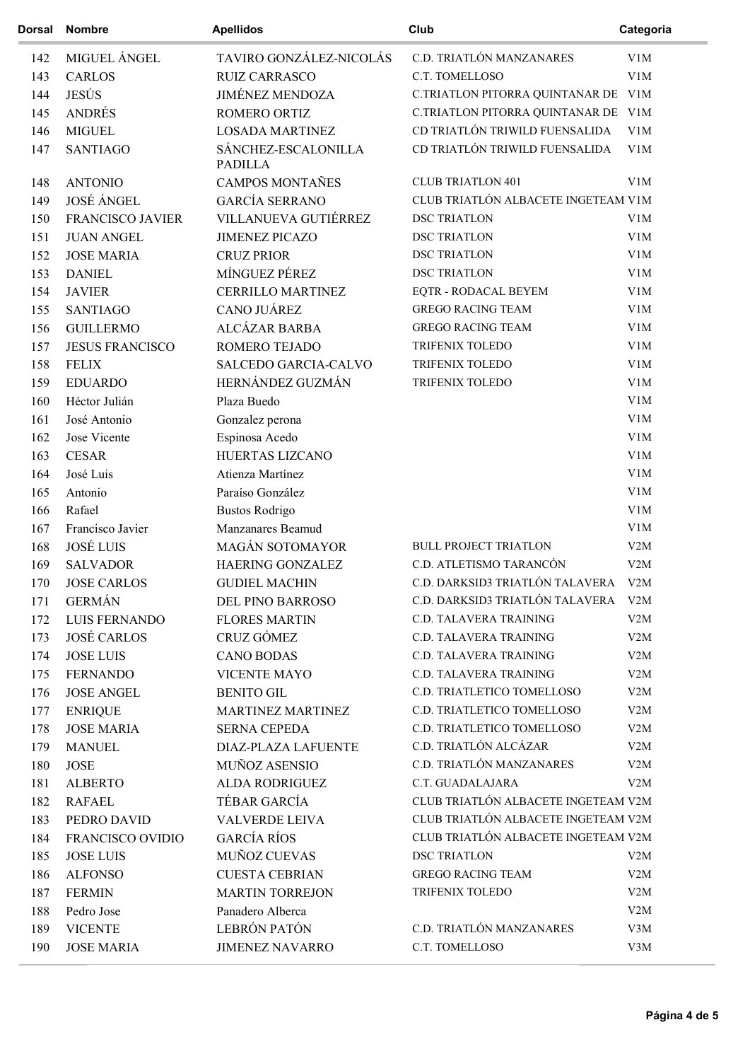| Dorsal | Nombre | Apellidos | Club | Categoria |
|---|---|---|---|---|
| 142 | MIGUEL ÁNGEL | TAVIRO GONZÁLEZ-NICOLÁS | C.D. TRIATLÓN MANZANARES | V1M |
| 143 | CARLOS | RUIZ CARRASCO | C.T. TOMELLOSO | V1M |
| 144 | JESÚS | JIMÉNEZ MENDOZA | C.TRIATLON PITORRA QUINTANAR DE | V1M |
| 145 | ANDRÉS | ROMERO ORTIZ | C.TRIATLON PITORRA QUINTANAR DE | V1M |
| 146 | MIGUEL | LOSADA MARTINEZ | CD TRIATLÓN TRIWILD FUENSALIDA | V1M |
| 147 | SANTIAGO | SÁNCHEZ-ESCALONILLA PADILLA | CD TRIATLÓN TRIWILD FUENSALIDA | V1M |
| 148 | ANTONIO | CAMPOS MONTAÑES | CLUB TRIATLON 401 | V1M |
| 149 | JOSÉ ÁNGEL | GARCÍA SERRANO | CLUB TRIATLÓN ALBACETE INGETEAM | V1M |
| 150 | FRANCISCO JAVIER | VILLANUEVA GUTIÉRREZ | DSC TRIATLON | V1M |
| 151 | JUAN ANGEL | JIMENEZ PICAZO | DSC TRIATLON | V1M |
| 152 | JOSE MARIA | CRUZ PRIOR | DSC TRIATLON | V1M |
| 153 | DANIEL | MÍNGUEZ PÉREZ | DSC TRIATLON | V1M |
| 154 | JAVIER | CERRILLO MARTINEZ | EQTR - RODACAL BEYEM | V1M |
| 155 | SANTIAGO | CANO JUÁREZ | GREGO RACING TEAM | V1M |
| 156 | GUILLERMO | ALCÁZAR BARBA | GREGO RACING TEAM | V1M |
| 157 | JESUS FRANCISCO | ROMERO TEJADO | TRIFENIX TOLEDO | V1M |
| 158 | FELIX | SALCEDO GARCIA-CALVO | TRIFENIX TOLEDO | V1M |
| 159 | EDUARDO | HERNÁNDEZ GUZMÁN | TRIFENIX TOLEDO | V1M |
| 160 | Héctor Julián | Plaza Buedo | | V1M |
| 161 | José Antonio | Gonzalez perona | | V1M |
| 162 | Jose Vicente | Espinosa Acedo | | V1M |
| 163 | CESAR | HUERTAS LIZCANO | | V1M |
| 164 | José Luis | Atienza Martínez | | V1M |
| 165 | Antonio | Paraíso González | | V1M |
| 166 | Rafael | Bustos Rodrigo | | V1M |
| 167 | Francisco Javier | Manzanares Beamud | | V1M |
| 168 | JOSÉ LUIS | MAGÁN SOTOMAYOR | BULL PROJECT TRIATLON | V2M |
| 169 | SALVADOR | HAERING GONZALEZ | C.D. ATLETISMO TARANCÓN | V2M |
| 170 | JOSE CARLOS | GUDIEL MACHIN | C.D. DARKSID3 TRIATLÓN TALAVERA | V2M |
| 171 | GERMÁN | DEL PINO BARROSO | C.D. DARKSID3 TRIATLÓN TALAVERA | V2M |
| 172 | LUIS FERNANDO | FLORES MARTIN | C.D. TALAVERA TRAINING | V2M |
| 173 | JOSÉ CARLOS | CRUZ GÓMEZ | C.D. TALAVERA TRAINING | V2M |
| 174 | JOSE LUIS | CANO BODAS | C.D. TALAVERA TRAINING | V2M |
| 175 | FERNANDO | VICENTE MAYO | C.D. TALAVERA TRAINING | V2M |
| 176 | JOSE ANGEL | BENITO GIL | C.D. TRIATLETICO TOMELLOSO | V2M |
| 177 | ENRIQUE | MARTINEZ MARTINEZ | C.D. TRIATLETICO TOMELLOSO | V2M |
| 178 | JOSE MARIA | SERNA CEPEDA | C.D. TRIATLETICO TOMELLOSO | V2M |
| 179 | MANUEL | DIAZ-PLAZA LAFUENTE | C.D. TRIATLÓN ALCÁZAR | V2M |
| 180 | JOSE | MUÑOZ ASENSIO | C.D. TRIATLÓN MANZANARES | V2M |
| 181 | ALBERTO | ALDA RODRIGUEZ | C.T. GUADALAJARA | V2M |
| 182 | RAFAEL | TÉBAR GARCÍA | CLUB TRIATLÓN ALBACETE INGETEAM | V2M |
| 183 | PEDRO DAVID | VALVERDE LEIVA | CLUB TRIATLÓN ALBACETE INGETEAM | V2M |
| 184 | FRANCISCO OVIDIO | GARCÍA RÍOS | CLUB TRIATLÓN ALBACETE INGETEAM | V2M |
| 185 | JOSE LUIS | MUÑOZ CUEVAS | DSC TRIATLON | V2M |
| 186 | ALFONSO | CUESTA CEBRIAN | GREGO RACING TEAM | V2M |
| 187 | FERMIN | MARTIN TORREJON | TRIFENIX TOLEDO | V2M |
| 188 | Pedro Jose | Panadero Alberca | | V2M |
| 189 | VICENTE | LEBRÓN PATÓN | C.D. TRIATLÓN MANZANARES | V3M |
| 190 | JOSE MARIA | JIMENEZ NAVARRO | C.T. TOMELLOSO | V3M |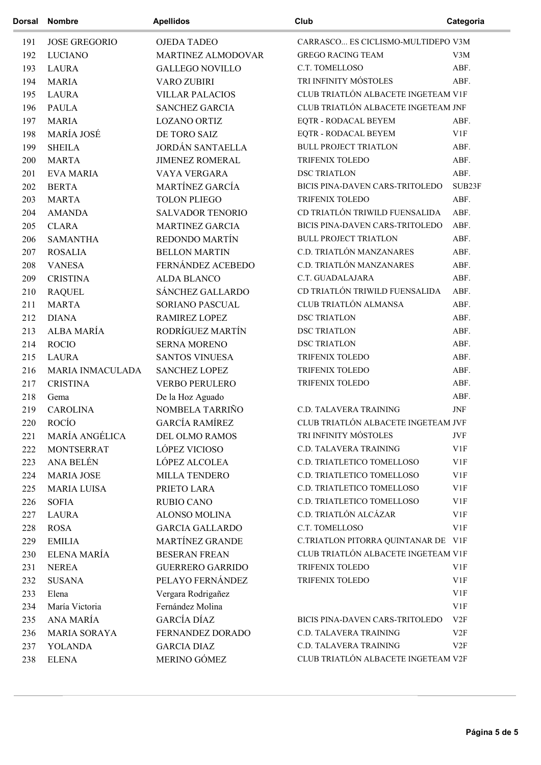| Dorsal | Nombre | Apellidos | Club | Categoria |
|---|---|---|---|---|
| 191 | JOSE GREGORIO | OJEDA TADEO | CARRASCO... ES CICLISMO-MULTIDEPO | V3M |
| 192 | LUCIANO | MARTINEZ ALMODOVAR | GREGO RACING TEAM | V3M |
| 193 | LAURA | GALLEGO NOVILLO | C.T. TOMELLOSO | ABF. |
| 194 | MARIA | VARO ZUBIRI | TRI INFINITY MÓSTOLES | ABF. |
| 195 | LAURA | VILLAR PALACIOS | CLUB TRIATLÓN ALBACETE INGETEAM | V1F |
| 196 | PAULA | SANCHEZ GARCIA | CLUB TRIATLÓN ALBACETE INGETEAM | JNF |
| 197 | MARIA | LOZANO ORTIZ | EQTR - RODACAL BEYEM | ABF. |
| 198 | MARÍA JOSÉ | DE TORO SAIZ | EQTR - RODACAL BEYEM | V1F |
| 199 | SHEILA | JORDÁN SANTAELLA | BULL PROJECT TRIATLON | ABF. |
| 200 | MARTA | JIMENEZ ROMERAL | TRIFENIX TOLEDO | ABF. |
| 201 | EVA MARIA | VAYA VERGARA | DSC TRIATLON | ABF. |
| 202 | BERTA | MARTÍNEZ GARCÍA | BICIS PINA-DAVEN CARS-TRITOLEDO | SUB23F |
| 203 | MARTA | TOLON PLIEGO | TRIFENIX TOLEDO | ABF. |
| 204 | AMANDA | SALVADOR TENORIO | CD TRIATLÓN TRIWILD FUENSALIDA | ABF. |
| 205 | CLARA | MARTINEZ GARCIA | BICIS PINA-DAVEN CARS-TRITOLEDO | ABF. |
| 206 | SAMANTHA | REDONDO MARTÍN | BULL PROJECT TRIATLON | ABF. |
| 207 | ROSALIA | BELLON MARTIN | C.D. TRIATLÓN MANZANARES | ABF. |
| 208 | VANESA | FERNÁNDEZ ACEBEDO | C.D. TRIATLÓN MANZANARES | ABF. |
| 209 | CRISTINA | ALDA BLANCO | C.T. GUADALAJARA | ABF. |
| 210 | RAQUEL | SÁNCHEZ GALLARDO | CD TRIATLÓN TRIWILD FUENSALIDA | ABF. |
| 211 | MARTA | SORIANO PASCUAL | CLUB TRIATLÓN ALMANSA | ABF. |
| 212 | DIANA | RAMIREZ LOPEZ | DSC TRIATLON | ABF. |
| 213 | ALBA MARÍA | RODRÍGUEZ MARTÍN | DSC TRIATLON | ABF. |
| 214 | ROCIO | SERNA MORENO | DSC TRIATLON | ABF. |
| 215 | LAURA | SANTOS VINUESA | TRIFENIX TOLEDO | ABF. |
| 216 | MARIA INMACULADA | SANCHEZ LOPEZ | TRIFENIX TOLEDO | ABF. |
| 217 | CRISTINA | VERBO PERULERO | TRIFENIX TOLEDO | ABF. |
| 218 | Gema | De la Hoz Aguado | | ABF. |
| 219 | CAROLINA | NOMBELA TARRIÑO | C.D. TALAVERA TRAINING | JNF |
| 220 | ROCÍO | GARCÍA RAMÍREZ | CLUB TRIATLÓN ALBACETE INGETEAM | JVF |
| 221 | MARÍA ANGÉLICA | DEL OLMO RAMOS | TRI INFINITY MÓSTOLES | JVF |
| 222 | MONTSERRAT | LÓPEZ VICIOSO | C.D. TALAVERA TRAINING | V1F |
| 223 | ANA BELÉN | LÓPEZ ALCOLEA | C.D. TRIATLETICO TOMELLOSO | V1F |
| 224 | MARIA JOSE | MILLA TENDERO | C.D. TRIATLETICO TOMELLOSO | V1F |
| 225 | MARIA LUISA | PRIETO LARA | C.D. TRIATLETICO TOMELLOSO | V1F |
| 226 | SOFIA | RUBIO CANO | C.D. TRIATLETICO TOMELLOSO | V1F |
| 227 | LAURA | ALONSO MOLINA | C.D. TRIATLÓN ALCÁZAR | V1F |
| 228 | ROSA | GARCIA GALLARDO | C.T. TOMELLOSO | V1F |
| 229 | EMILIA | MARTÍNEZ GRANDE | C.TRIATLON PITORRA QUINTANAR DE | V1F |
| 230 | ELENA MARÍA | BESERAN FREAN | CLUB TRIATLÓN ALBACETE INGETEAM | V1F |
| 231 | NEREA | GUERRERO GARRIDO | TRIFENIX TOLEDO | V1F |
| 232 | SUSANA | PELAYO FERNÁNDEZ | TRIFENIX TOLEDO | V1F |
| 233 | Elena | Vergara Rodrigañez | | V1F |
| 234 | María Victoria | Fernández Molina | | V1F |
| 235 | ANA MARÍA | GARCÍA DÍAZ | BICIS PINA-DAVEN CARS-TRITOLEDO | V2F |
| 236 | MARIA SORAYA | FERNANDEZ DORADO | C.D. TALAVERA TRAINING | V2F |
| 237 | YOLANDA | GARCIA DIAZ | C.D. TALAVERA TRAINING | V2F |
| 238 | ELENA | MERINO GÓMEZ | CLUB TRIATLÓN ALBACETE INGETEAM | V2F |